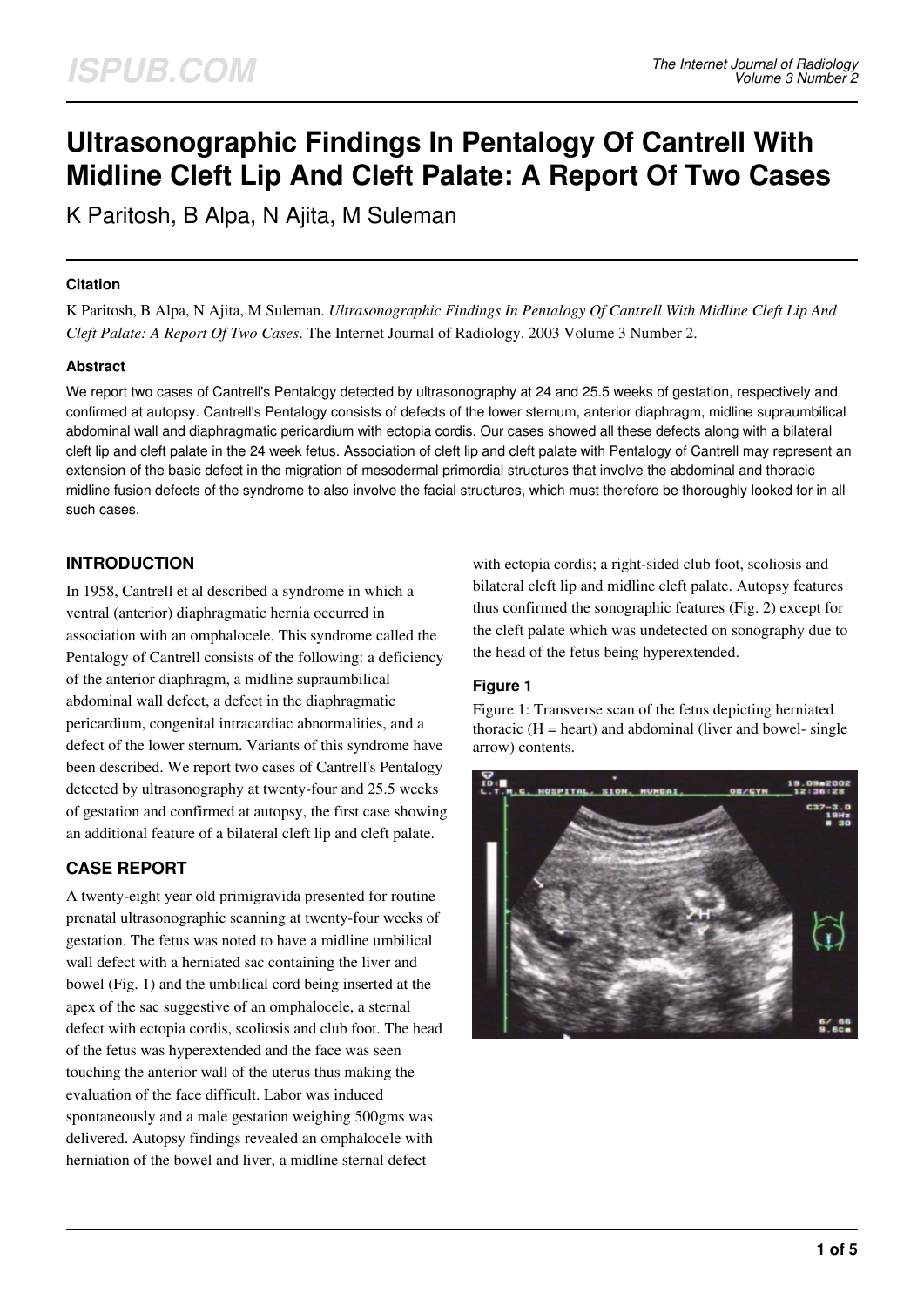# Ultrasonographic Findings In Pentalogy Of Cantrell With Midline Cleft Lip And Cleft Palate: A Report Of Two Cases

K Paritosh, B Alpa, N Ajita, M Suleman

### Citation

K Paritosh, B Alpa, N Ajita, M Suleman. *Ultrasonographic Findings In Pentalogy Of Cantrell With Midline Cleft Lip And Cleft Palate: A Report Of Two Cases*. The Internet Journal of Radiology. 2003 Volume 3 Number 2.

### Abstract

We report two cases of Cantrell's Pentalogy detected by ultrasonography at 24 and 25.5 weeks of gestation, respectively and confirmed at autopsy. Cantrell's Pentalogy consists of defects of the lower sternum, anterior diaphragm, midline supraumbilical abdominal wall and diaphragmatic pericardium with ectopia cordis. Our cases showed all these defects along with a bilateral cleft lip and cleft palate in the 24 week fetus. Association of cleft lip and cleft palate with Pentalogy of Cantrell may represent an extension of the basic defect in the migration of mesodermal primordial structures that involve the abdominal and thoracic midline fusion defects of the syndrome to also involve the facial structures, which must therefore be thoroughly looked for in all such cases.

## INTRODUCTION

In 1958, Cantrell et al described a syndrome in which a ventral (anterior) diaphragmatic hernia occurred in association with an omphalocele. This syndrome called the Pentalogy of Cantrell consists of the following: a deficiency of the anterior diaphragm, a midline supraumbilical abdominal wall defect, a defect in the diaphragmatic pericardium, congenital intracardiac abnormalities, and a defect of the lower sternum. Variants of this syndrome have been described. We report two cases of Cantrell's Pentalogy detected by ultrasonography at twenty-four and 25.5 weeks of gestation and confirmed at autopsy, the first case showing an additional feature of a bilateral cleft lip and cleft palate.

## CASE REPORT

A twenty-eight year old primigravida presented for routine prenatal ultrasonographic scanning at twenty-four weeks of gestation. The fetus was noted to have a midline umbilical wall defect with a herniated sac containing the liver and bowel (Fig. 1) and the umbilical cord being inserted at the apex of the sac suggestive of an omphalocele, a sternal defect with ectopia cordis, scoliosis and club foot. The head of the fetus was hyperextended and the face was seen touching the anterior wall of the uterus thus making the evaluation of the face difficult. Labor was induced spontaneously and a male gestation weighing 500gms was delivered. Autopsy findings revealed an omphalocele with herniation of the bowel and liver, a midline sternal defect with ectopia cordis; a right-sided club foot, scoliosis and bilateral cleft lip and midline cleft palate. Autopsy features thus confirmed the sonographic features (Fig. 2) except for the cleft palate which was undetected on sonography due to the head of the fetus being hyperextended.

### Figure 1

Figure 1: Transverse scan of the fetus depicting herniated thoracic (H = heart) and abdominal (liver and bowel- single arrow) contents.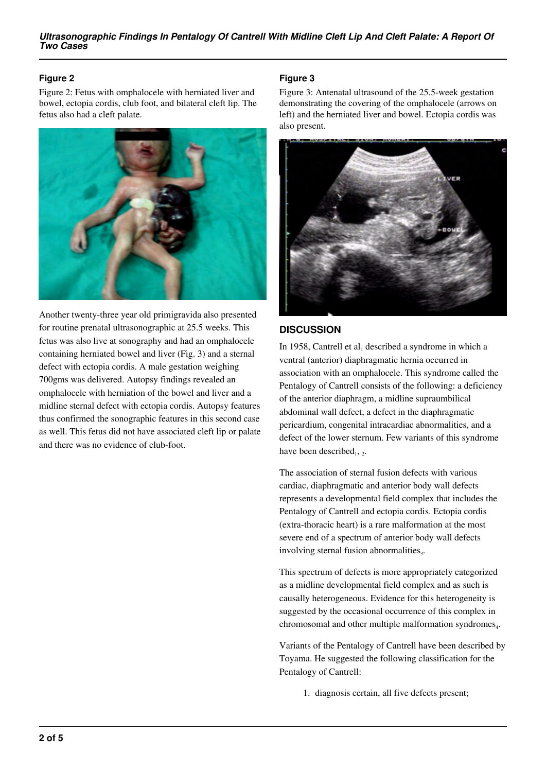### Figure 2

Figure 2: Fetus with omphalocele with herniated liver and bowel, ectopia cordis, club foot, and bilateral cleft lip. The fetus also had a cleft palate.

Another twenty-three year old primigravida also presented for routine prenatal ultrasonographic at 25.5 weeks. This fetus was also live at sonography and had an omphalocele containing herniated bowel and liver (Fig. 3) and a sternal defect with ectopia cordis. A male gestation weighing 700gms was delivered. Autopsy findings revealed an omphalocele with herniation of the bowel and liver and a midline sternal defect with ectopia cordis. Autopsy features thus confirmed the sonographic features in this second case as well. This fetus did not have associated cleft lip or palate and there was no evidence of club-foot.

### Figure 3

Figure 3: Antenatal ultrasound of the 25.5-week gestation demonstrating the covering of the omphalocele (arrows on left) and the herniated liver and bowel. Ectopia cordis was also present.

## DISCUSSION

In 1958, Cantrell et al[1] described a syndrome in which a ventral (anterior) diaphragmatic hernia occurred in association with an omphalocele. This syndrome called the Pentalogy of Cantrell consists of the following: a deficiency of the anterior diaphragm, a midline supraumbilical abdominal wall defect, a defect in the diaphragmatic pericardium, congenital intracardiac abnormalities, and a defect of the lower sternum. Few variants of this syndrome have been described[1, 2].

The association of sternal fusion defects with various cardiac, diaphragmatic and anterior body wall defects represents a developmental field complex that includes the Pentalogy of Cantrell and ectopia cordis. Ectopia cordis (extra-thoracic heart) is a rare malformation at the most severe end of a spectrum of anterior body wall defects involving sternal fusion abnormalities[3].

This spectrum of defects is more appropriately categorized as a midline developmental field complex and as such is causally heterogeneous. Evidence for this heterogeneity is suggested by the occasional occurrence of this complex in chromosomal and other multiple malformation syndromes[4].

Variants of the Pentalogy of Cantrell have been described by Toyama. He suggested the following classification for the Pentalogy of Cantrell:

1. diagnosis certain, all five defects present;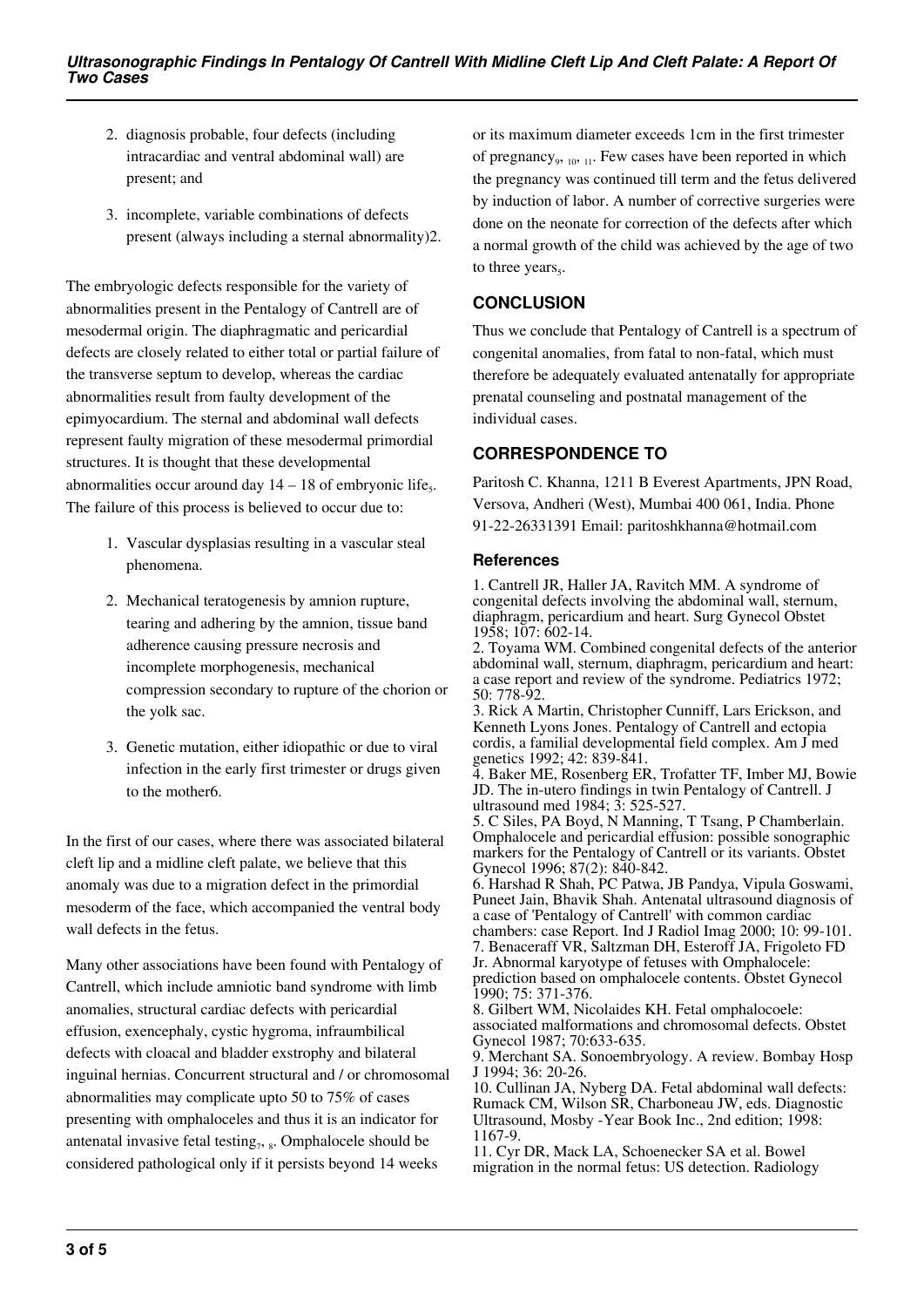2. diagnosis probable, four defects (including intracardiac and ventral abdominal wall) are present; and
3. incomplete, variable combinations of defects present (always including a sternal abnormality)2.

The embryologic defects responsible for the variety of abnormalities present in the Pentalogy of Cantrell are of mesodermal origin. The diaphragmatic and pericardial defects are closely related to either total or partial failure of the transverse septum to develop, whereas the cardiac abnormalities result from faulty development of the epimyocardium. The sternal and abdominal wall defects represent faulty migration of these mesodermal primordial structures. It is thought that these developmental abnormalities occur around day 14 – 18 of embryonic life[5]. The failure of this process is believed to occur due to:

1. Vascular dysplasias resulting in a vascular steal phenomena.
2. Mechanical teratogenesis by amnion rupture, tearing and adhering by the amnion, tissue band adherence causing pressure necrosis and incomplete morphogenesis, mechanical compression secondary to rupture of the chorion or the yolk sac.
3. Genetic mutation, either idiopathic or due to viral infection in the early first trimester or drugs given to the mother6.

In the first of our cases, where there was associated bilateral cleft lip and a midline cleft palate, we believe that this anomaly was due to a migration defect in the primordial mesoderm of the face, which accompanied the ventral body wall defects in the fetus.

Many other associations have been found with Pentalogy of Cantrell, which include amniotic band syndrome with limb anomalies, structural cardiac defects with pericardial effusion, exencephaly, cystic hygroma, infraumbilical defects with cloacal and bladder exstrophy and bilateral inguinal hernias. Concurrent structural and / or chromosomal abnormalities may complicate upto 50 to 75% of cases presenting with omphaloceles and thus it is an indicator for antenatal invasive fetal testing[7, 8]. Omphalocele should be considered pathological only if it persists beyond 14 weeks or its maximum diameter exceeds 1cm in the first trimester of pregnancy[9, 10, 11]. Few cases have been reported in which the pregnancy was continued till term and the fetus delivered by induction of labor. A number of corrective surgeries were done on the neonate for correction of the defects after which a normal growth of the child was achieved by the age of two to three years[5].

## CONCLUSION

Thus we conclude that Pentalogy of Cantrell is a spectrum of congenital anomalies, from fatal to non-fatal, which must therefore be adequately evaluated antenatally for appropriate prenatal counseling and postnatal management of the individual cases.

## CORRESPONDENCE TO

Paritosh C. Khanna, 1211 B Everest Apartments, JPN Road, Versova, Andheri (West), Mumbai 400 061, India. Phone 91-22-26331391 Email: paritoshkhanna@hotmail.com

### References

1. Cantrell JR, Haller JA, Ravitch MM. A syndrome of congenital defects involving the abdominal wall, sternum, diaphragm, pericardium and heart. Surg Gynecol Obstet 1958; 107: 602-14.
2. Toyama WM. Combined congenital defects of the anterior abdominal wall, sternum, diaphragm, pericardium and heart: a case report and review of the syndrome. Pediatrics 1972; 50: 778-92.
3. Rick A Martin, Christopher Cunniff, Lars Erickson, and Kenneth Lyons Jones. Pentalogy of Cantrell and ectopia cordis, a familial developmental field complex. Am J med genetics 1992; 42: 839-841.
4. Baker ME, Rosenberg ER, Trofatter TF, Imber MJ, Bowie JD. The in-utero findings in twin Pentalogy of Cantrell. J ultrasound med 1984; 3: 525-527.
5. C Siles, PA Boyd, N Manning, T Tsang, P Chamberlain. Omphalocele and pericardial effusion: possible sonographic markers for the Pentalogy of Cantrell or its variants. Obstet Gynecol 1996; 87(2): 840-842.
6. Harshad R Shah, PC Patwa, JB Pandya, Vipula Goswami, Puneet Jain, Bhavik Shah. Antenatal ultrasound diagnosis of a case of 'Pentalogy of Cantrell' with common cardiac chambers: case Report. Ind J Radiol Imag 2000; 10: 99-101.
7. Benacerraf VR, Saltzman DH, Esteroff JA, Frigoleto FD Jr. Abnormal karyotype of fetuses with Omphalocele: prediction based on omphalocele contents. Obstet Gynecol 1990; 75: 371-376.
8. Gilbert WM, Nicolaides KH. Fetal omphalocoele: associated malformations and chromosomal defects. Obstet Gynecol 1987; 70:633-635.
9. Merchant SA. Sonoembryology. A review. Bombay Hosp J 1994; 36: 20-26.
10. Cullinan JA, Nyberg DA. Fetal abdominal wall defects: Rumack CM, Wilson SR, Charboneau JW, eds. Diagnostic Ultrasound, Mosby -Year Book Inc., 2nd edition; 1998: 1167-9.
11. Cyr DR, Mack LA, Schoenecker SA et al. Bowel migration in the normal fetus: US detection. Radiology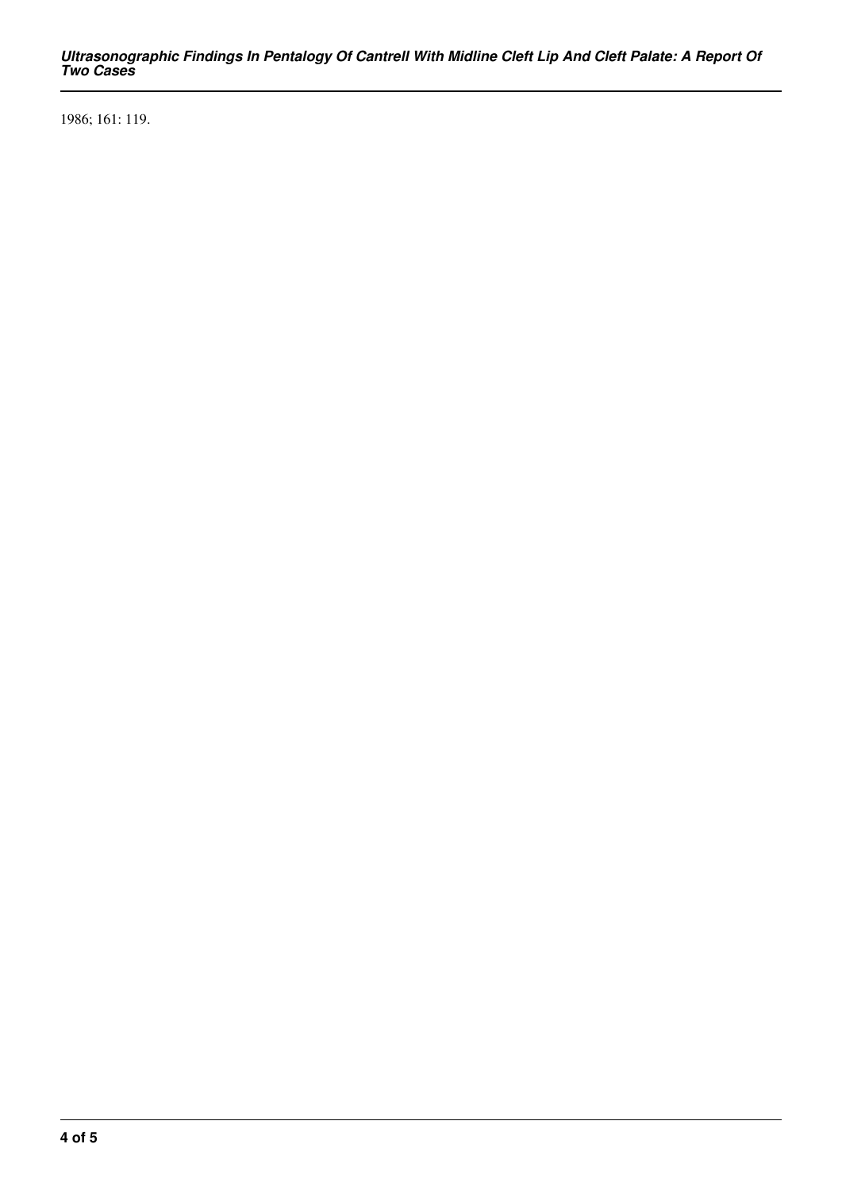1986; 161: 119.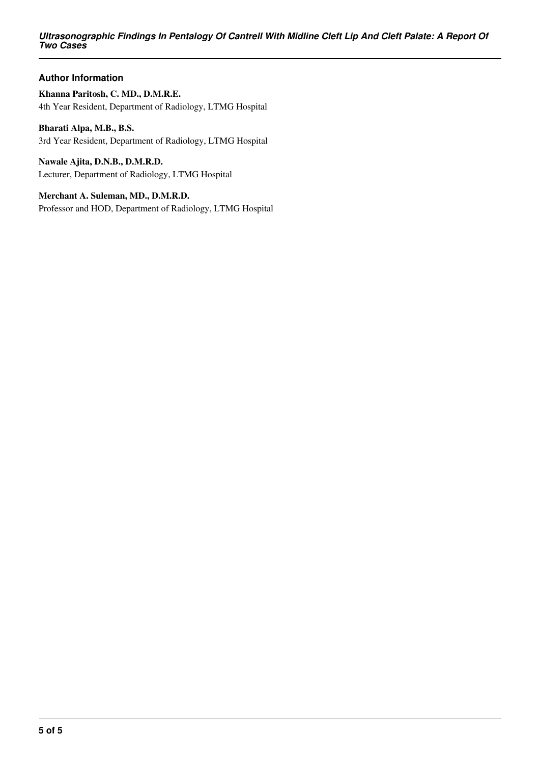## Author Information

**Khanna Paritosh, C. MD., D.M.R.E.**
4th Year Resident, Department of Radiology, LTMG Hospital

**Bharati Alpa, M.B., B.S.**
3rd Year Resident, Department of Radiology, LTMG Hospital

**Nawale Ajita, D.N.B., D.M.R.D.**
Lecturer, Department of Radiology, LTMG Hospital

**Merchant A. Suleman, MD., D.M.R.D.**
Professor and HOD, Department of Radiology, LTMG Hospital